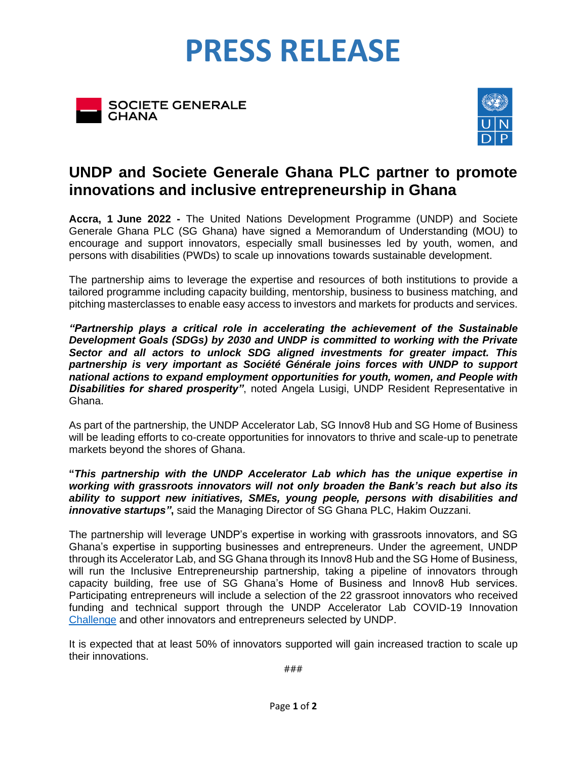# PRESS RELEASE

SOCIETE GENERALE GHANA

## UNDP and Societe Generale Ghana PLC partner to promote innovations and inclusive entrepreneurship in Ghana

**Accra, 1 June 2022 -** The United Nations Development Programme (UNDP) and Societe Generale Ghana PLC (SG Ghana) have signed a Memorandum of Understanding (MOU) to encourage and support innovators, especially small businesses led by youth, women, and persons with disabilities (PWDs) to scale up innovations towards sustainable development.

The partnership aims to leverage the expertise and resources of both institutions to provide a tailored programme including capacity building, mentorship, business to business matching, and pitching masterclasses to enable easy access to investors and markets for products and services.

***"Partnership plays a critical role in accelerating the achievement of the Sustainable Development Goals (SDGs) by 2030 and UNDP is committed to working with the Private Sector and all actors to unlock SDG aligned investments for greater impact. This partnership is very important as Société Générale joins forces with UNDP to support national actions to expand employment opportunities for youth, women, and People with Disabilities for shared prosperity"***, noted Angela Lusigi, UNDP Resident Representative in Ghana.

As part of the partnership, the UNDP Accelerator Lab, SG Innov8 Hub and SG Home of Business will be leading efforts to co-create opportunities for innovators to thrive and scale-up to penetrate markets beyond the shores of Ghana.

**"*This partnership with the UNDP Accelerator Lab which has the unique expertise in working with grassroots innovators will not only broaden the Bank's reach but also its ability to support new initiatives, SMEs, young people, persons with disabilities and innovative startups"*,** said the Managing Director of SG Ghana PLC, Hakim Ouzzani.

The partnership will leverage UNDP's expertise in working with grassroots innovators, and SG Ghana's expertise in supporting businesses and entrepreneurs. Under the agreement, UNDP through its Accelerator Lab, and SG Ghana through its Innov8 Hub and the SG Home of Business, will run the Inclusive Entrepreneurship partnership, taking a pipeline of innovators through capacity building, free use of SG Ghana's Home of Business and Innov8 Hub services. Participating entrepreneurs will include a selection of the 22 grassroot innovators who received funding and technical support through the UNDP Accelerator Lab COVID-19 Innovation Challenge and other innovators and entrepreneurs selected by UNDP.

It is expected that at least 50% of innovators supported will gain increased traction to scale up their innovations.

###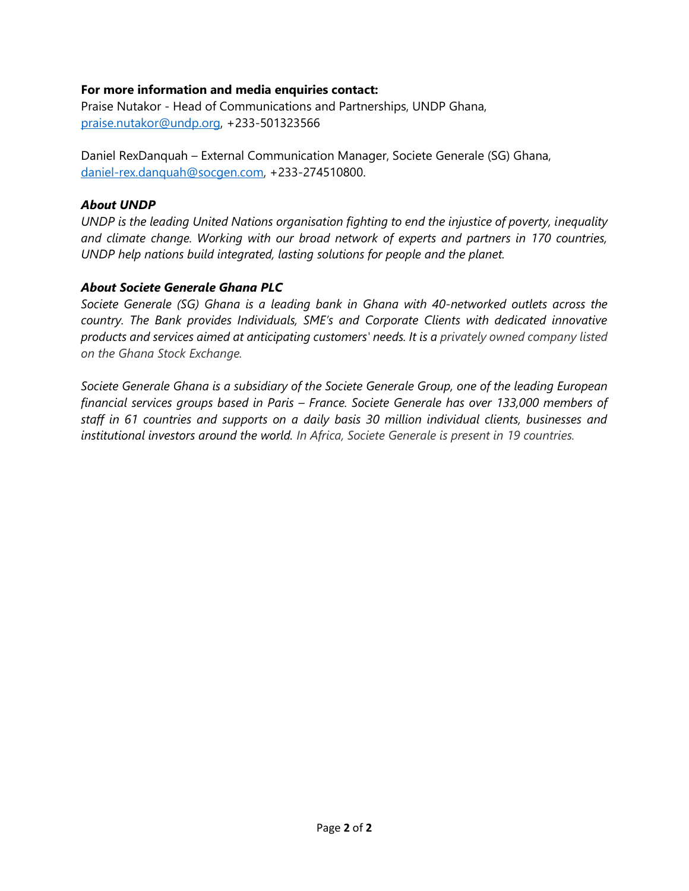**For more information and media enquiries contact:**
Praise Nutakor - Head of Communications and Partnerships, UNDP Ghana, praise.nutakor@undp.org, +233-501323566

Daniel RexDanquah – External Communication Manager, Societe Generale (SG) Ghana, daniel-rex.danquah@socgen.com, +233-274510800.

***About UNDP***

*UNDP is the leading United Nations organisation fighting to end the injustice of poverty, inequality and climate change. Working with our broad network of experts and partners in 170 countries, UNDP help nations build integrated, lasting solutions for people and the planet.*

***About Societe Generale Ghana PLC***

*Societe Generale (SG) Ghana is a leading bank in Ghana with 40-networked outlets across the country. The Bank provides Individuals, SME's and Corporate Clients with dedicated innovative products and services aimed at anticipating customers' needs. It is a privately owned company listed on the Ghana Stock Exchange.*

*Societe Generale Ghana is a subsidiary of the Societe Generale Group, one of the leading European financial services groups based in Paris – France. Societe Generale has over 133,000 members of staff in 61 countries and supports on a daily basis 30 million individual clients, businesses and institutional investors around the world. In Africa, Societe Generale is present in 19 countries.*